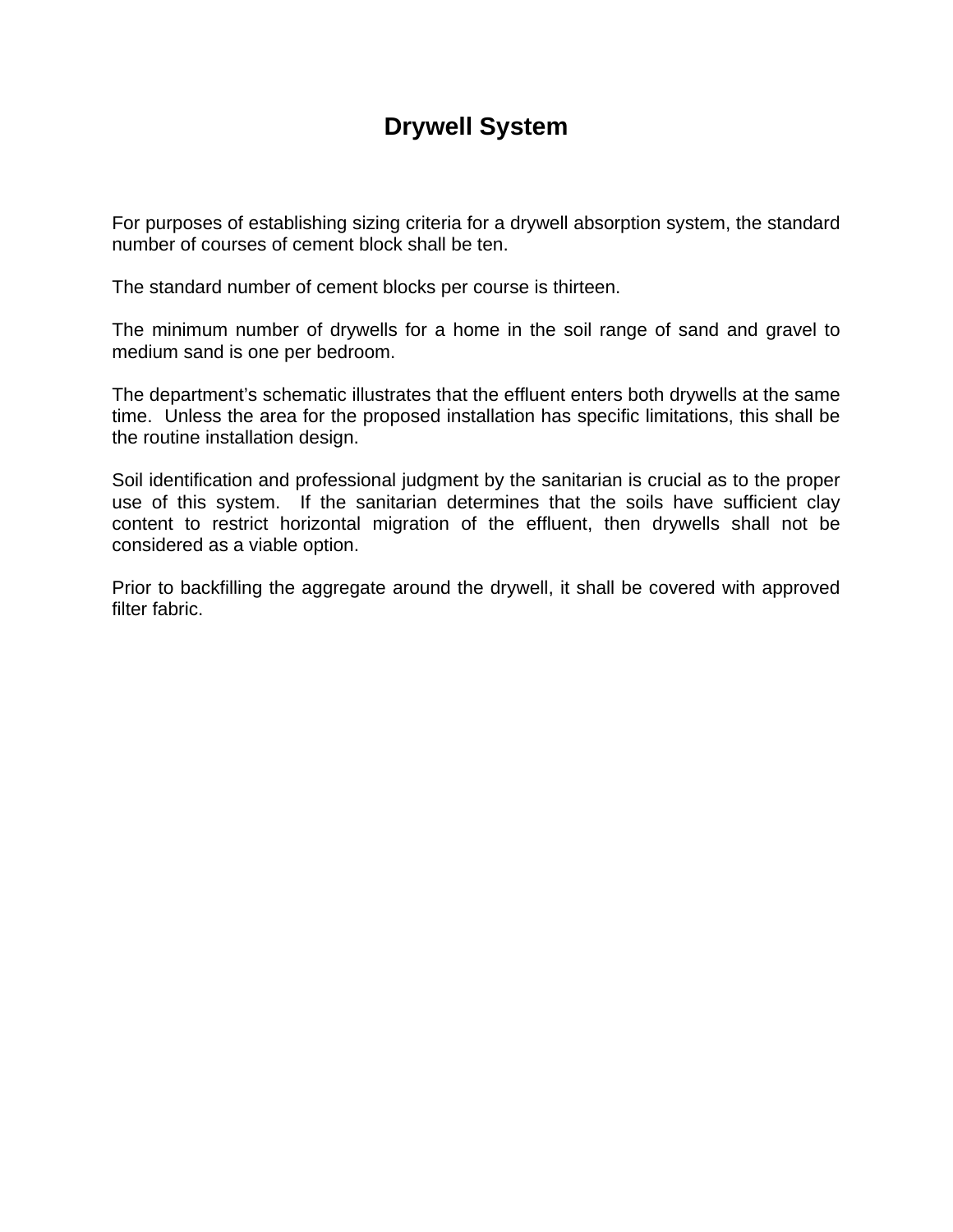# Drywell System

For purposes of establishing sizing criteria for a drywell absorption system, the standard number of courses of cement block shall be ten.

The standard number of cement blocks per course is thirteen.

The minimum number of drywells for a home in the soil range of sand and gravel to medium sand is one per bedroom.

The department's schematic illustrates that the effluent enters both drywells at the same time. Unless the area for the proposed installation has specific limitations, this shall be the routine installation design.

Soil identification and professional judgment by the sanitarian is crucial as to the proper use of this system. If the sanitarian determines that the soils have sufficient clay content to restrict horizontal migration of the effluent, then drywells shall not be considered as a viable option.

Prior to backfilling the aggregate around the drywell, it shall be covered with approved filter fabric.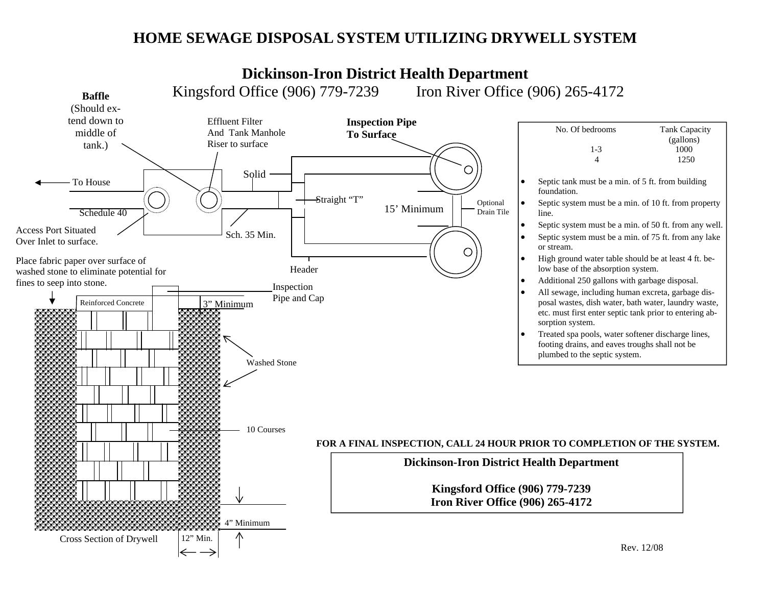# HOME SEWAGE DISPOSAL SYSTEM UTILIZING DRYWELL SYSTEM

## Dickinson-Iron District Health Department

Kingsford Office (906) 779-7239 Iron River Office (906) 265-4172

**Baffle** (Should extend down to middle of tank.)

Effluent Filter And Tank Manhole Riser to surface

**Inspection Pipe To Surface**

Solid

To House

Straight "T"

15' Minimum

Optional Drain Tile

Schedule 40

Access Port Situated Over Inlet to surface.

Sch. 35 Min.

Header

Place fabric paper over surface of washed stone to eliminate potential for fines to seep into stone.

Inspection Pipe and Cap

Reinforced Concrete

3" Minimum

Washed Stone

10 Courses

4" Minimum

Cross Section of Drywell

12" Min.

| No. Of bedrooms | Tank Capacity (gallons) |
|---|---|
| 1-3 | 1000 |
| 4 | 1250 |

- Septic tank must be a min. of 5 ft. from building foundation.
- Septic system must be a min. of 10 ft. from property line.
- Septic system must be a min. of 50 ft. from any well.
- Septic system must be a min. of 75 ft. from any lake or stream.
- High ground water table should be at least 4 ft. below base of the absorption system.
- Additional 250 gallons with garbage disposal.
- All sewage, including human excreta, garbage disposal wastes, dish water, bath water, laundry waste, etc. must first enter septic tank prior to entering absorption system.
- Treated spa pools, water softener discharge lines, footing drains, and eaves troughs shall not be plumbed to the septic system.

**FOR A FINAL INSPECTION, CALL 24 HOUR PRIOR TO COMPLETION OF THE SYSTEM.**

**Dickinson-Iron District Health Department**

**Kingsford Office (906) 779-7239**
**Iron River Office (906) 265-4172**

Rev. 12/08